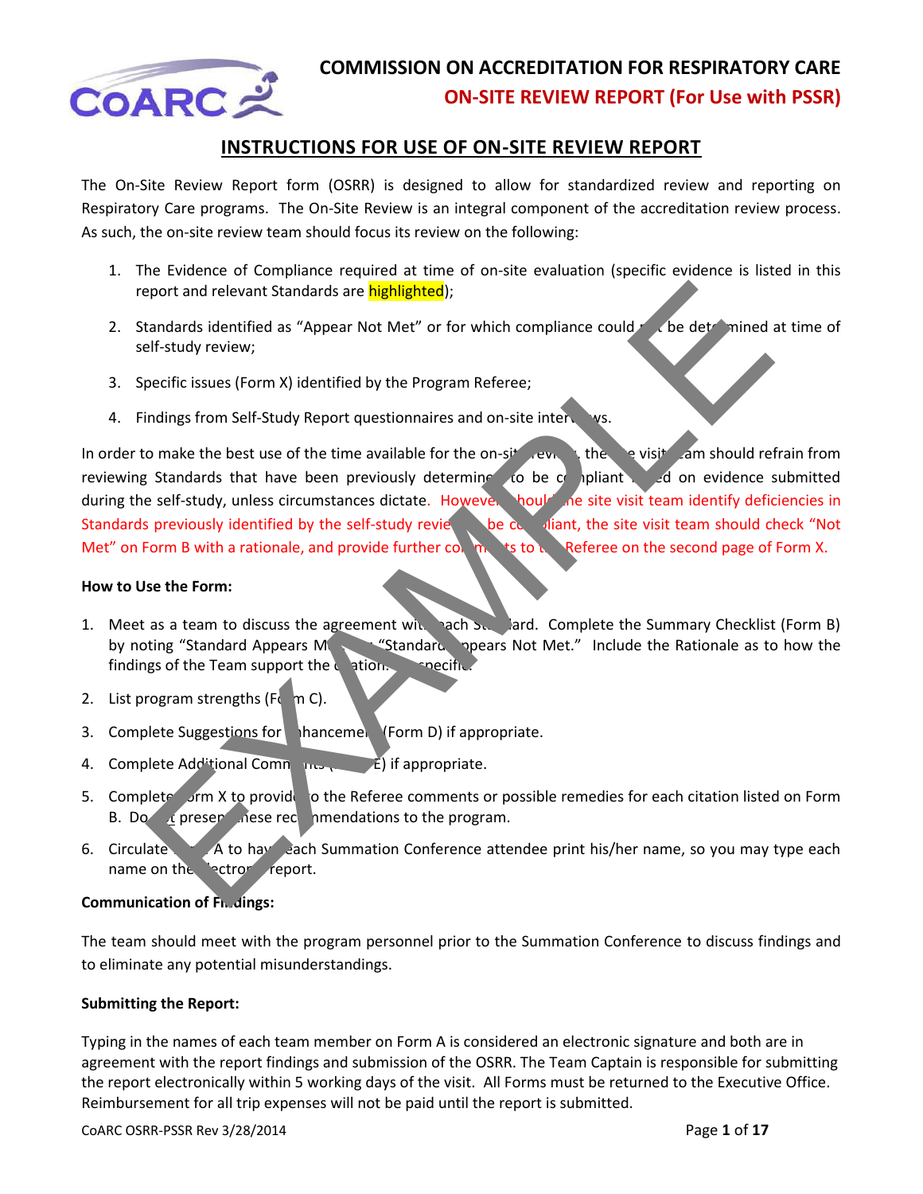# COMMISSION ON ACCREDITATION FOR RESPIRATORY CARE

## ON-SITE REVIEW REPORT (For Use with PSSR)

## INSTRUCTIONS FOR USE OF ON-SITE REVIEW REPORT

The On-Site Review Report form (OSRR) is designed to allow for standardized review and reporting on Respiratory Care programs. The On-Site Review is an integral component of the accreditation review process. As such, the on-site review team should focus its review on the following:

1. The Evidence of Compliance required at time of on-site evaluation (specific evidence is listed in this report and relevant Standards are highlighted);
2. Standards identified as "Appear Not Met" or for which compliance could not be determined at time of self-study review;
3. Specific issues (Form X) identified by the Program Referee;
4. Findings from Self-Study Report questionnaires and on-site interviews.

In order to make the best use of the time available for the on-site review, the site visit team should refrain from reviewing Standards that have been previously determined to be compliant based on evidence submitted during the self-study, unless circumstances dictate. However, should the site visit team identify deficiencies in Standards previously identified by the self-study review to be compliant, the site visit team should check "Not Met" on Form B with a rationale, and provide further comments to the Referee on the second page of Form X.

**How to Use the Form:**

1. Meet as a team to discuss the agreement with each Standard. Complete the Summary Checklist (Form B) by noting "Standard Appears Met" or "Standard Appears Not Met." Include the Rationale as to how the findings of the Team support the citation. Be specific.
2. List program strengths (Form C).
3. Complete Suggestions for Enhancement (Form D) if appropriate.
4. Complete Additional Comments (Form E) if appropriate.
5. Complete Form X to provide to the Referee comments or possible remedies for each citation listed on Form B. Do not present these recommendations to the program.
6. Circulate Form A to have each Summation Conference attendee print his/her name, so you may type each name on the electronic report.

**Communication of Findings:**

The team should meet with the program personnel prior to the Summation Conference to discuss findings and to eliminate any potential misunderstandings.

**Submitting the Report:**

Typing in the names of each team member on Form A is considered an electronic signature and both are in agreement with the report findings and submission of the OSRR. The Team Captain is responsible for submitting the report electronically within 5 working days of the visit. All Forms must be returned to the Executive Office. Reimbursement for all trip expenses will not be paid until the report is submitted.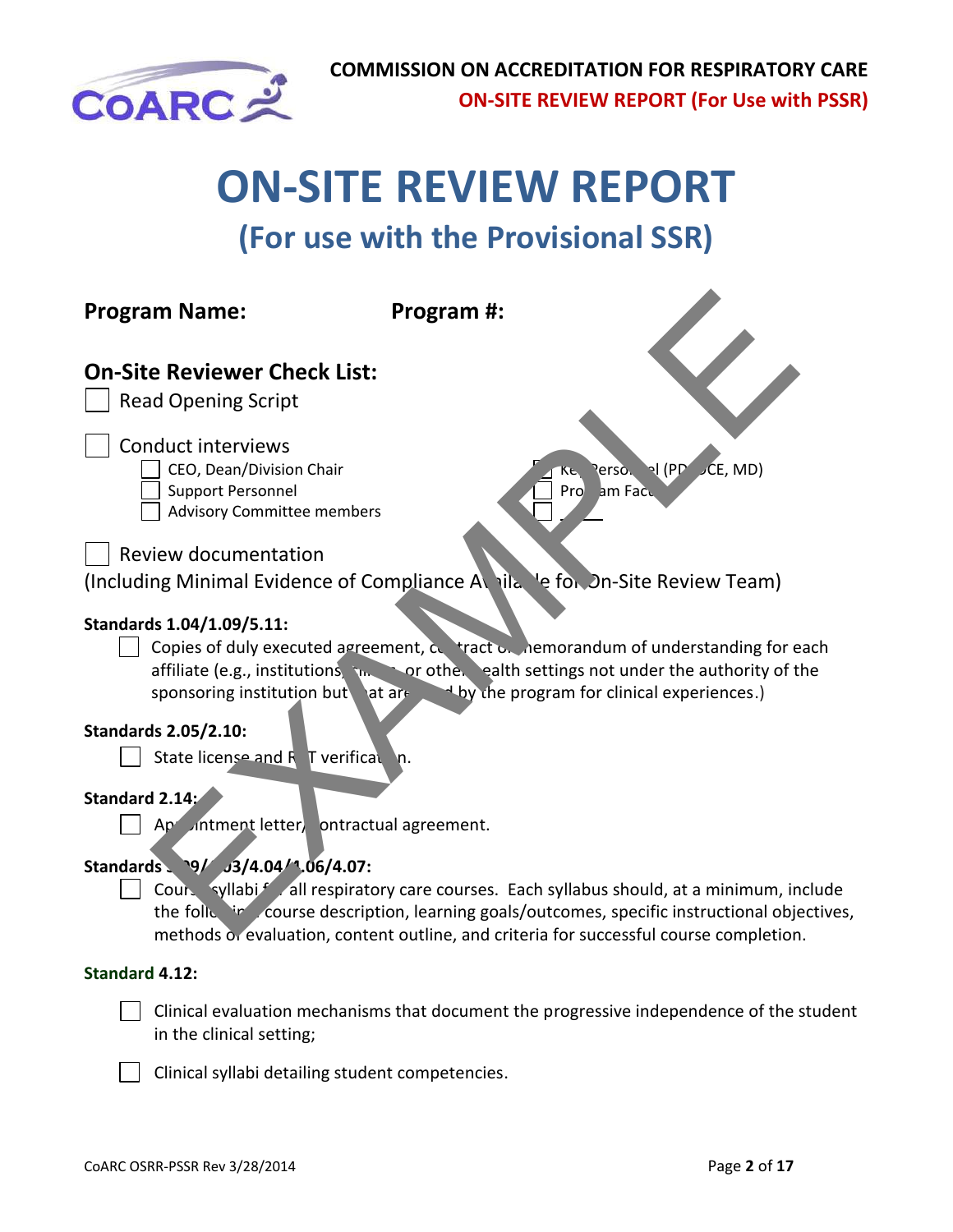# ON-SITE REVIEW REPORT

## (For use with the Provisional SSR)

**Program Name:** **Program #:**

### On-Site Reviewer Check List:

- [ ] Read Opening Script

- [ ] Conduct interviews
  - [ ] CEO, Dean/Division Chair
  - [ ] Support Personnel
  - [ ] Advisory Committee members
  - [ ] Key Personnel (PD, DCE, MD)
  - [ ] Program Faculty
  - [ ] ____

- [ ] Review documentation

(Including Minimal Evidence of Compliance Available for On-Site Review Team)

**Standards 1.04/1.09/5.11:**

- [ ] Copies of duly executed agreement, contract or memorandum of understanding for each affiliate (e.g., institutions, clinics or other health settings not under the authority of the sponsoring institution but that are used by the program for clinical experiences.)

**Standards 2.05/2.10:**

- [ ] State license and RRT verification.

**Standard 2.14:**

- [ ] Appointment letter/contractual agreement.

**Standards 3.09/4.03/4.04/4.06/4.07:**

- [ ] Course syllabi for all respiratory care courses. Each syllabus should, at a minimum, include the following: course description, learning goals/outcomes, specific instructional objectives, methods of evaluation, content outline, and criteria for successful course completion.

**Standard 4.12:**

- [ ] Clinical evaluation mechanisms that document the progressive independence of the student in the clinical setting;

- [ ] Clinical syllabi detailing student competencies.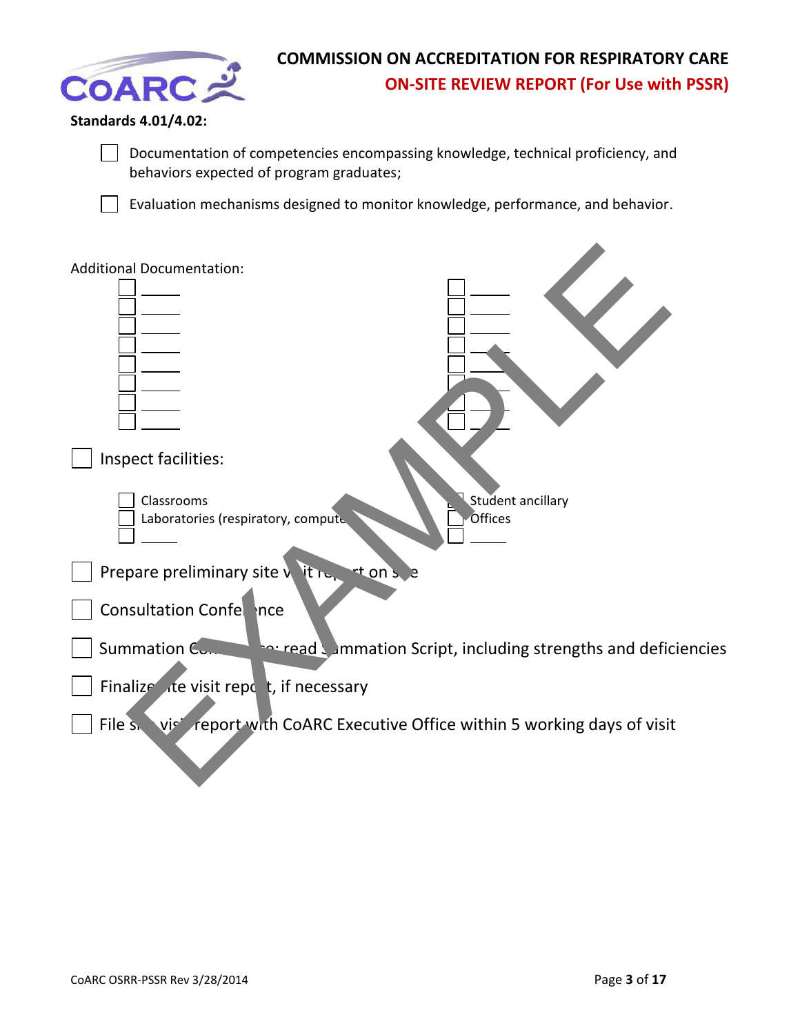**Standards 4.01/4.02:**

- ☐ Documentation of competencies encompassing knowledge, technical proficiency, and behaviors expected of program graduates;
- ☐ Evaluation mechanisms designed to monitor knowledge, performance, and behavior.

Additional Documentation:

| | |
|---|---|
| ☐ _____ | ☐ _____ |
| ☐ _____ | ☐ _____ |
| ☐ _____ | ☐ _____ |
| ☐ _____ | ☐ _____ |
| ☐ _____ | ☐ _____ |
| ☐ _____ | ☐ _____ |
| ☐ _____ | ☐ _____ |
| ☐ _____ | ☐ _____ |

☐ Inspect facilities:

| | |
|---|---|
| ☐ Classrooms | ☐ Student ancillary |
| ☐ Laboratories (respiratory, computer) | ☐ Offices |
| ☐ _____ | ☐ _____ |

☐ Prepare preliminary site visit report on site

☐ Consultation Conference

☐ Summation Conference: read Summation Script, including strengths and deficiencies

☐ Finalize site visit report, if necessary

☐ File site visit report with CoARC Executive Office within 5 working days of visit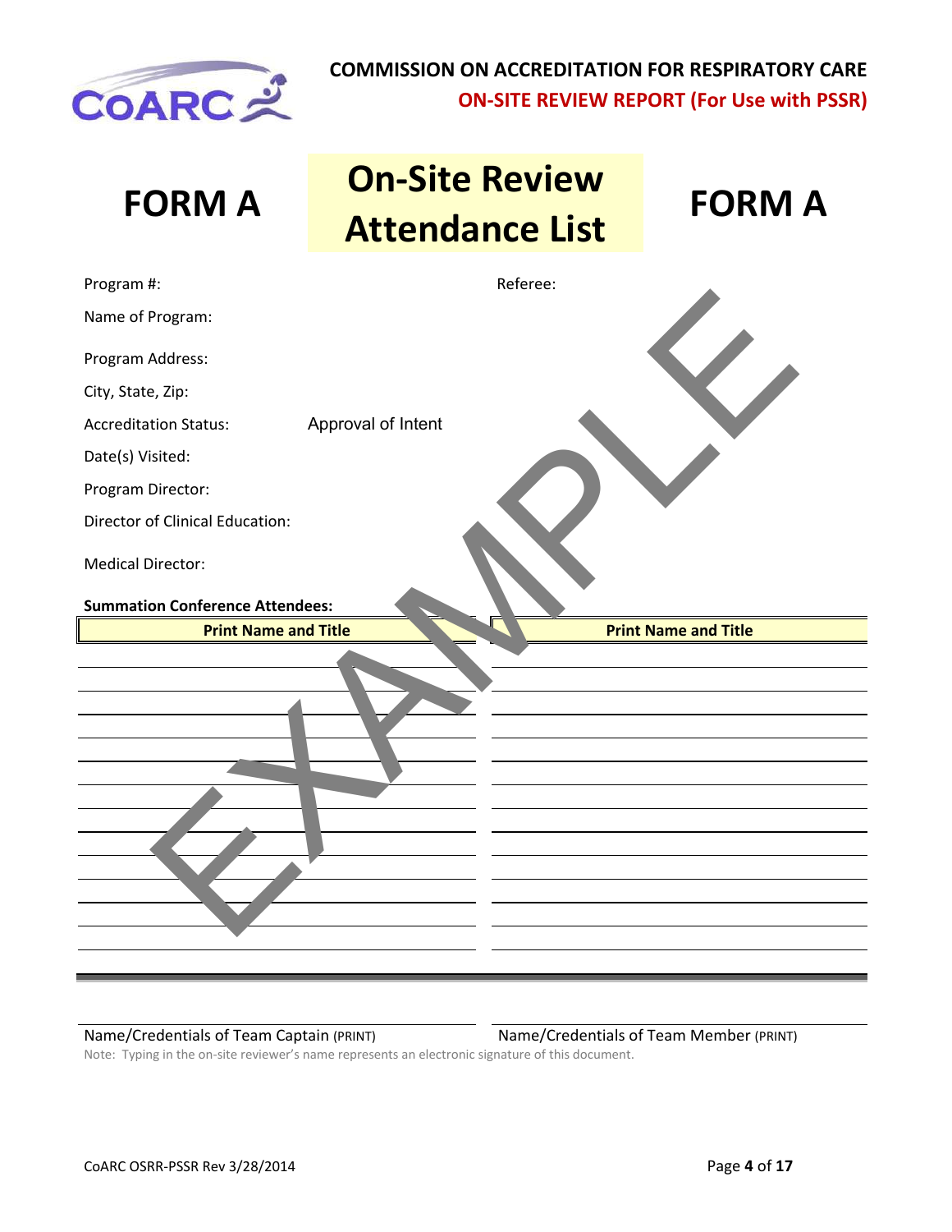**COMMISSION ON ACCREDITATION FOR RESPIRATORY CARE**

**ON-SITE REVIEW REPORT (For Use with PSSR)**

# FORM A — On-Site Review Attendance List — FORM A

Program #:

Referee:

Name of Program:

Program Address:

City, State, Zip:

Accreditation Status: Approval of Intent

Date(s) Visited:

Program Director:

Director of Clinical Education:

Medical Director:

**Summation Conference Attendees:**

| Print Name and Title | Print Name and Title |
|---|---|
| | |
| | |
| | |
| | |
| | |
| | |
| | |
| | |
| | |
| | |
| | |
| | |
| | |

EXAMPLE

Name/Credentials of Team Captain (PRINT) Name/Credentials of Team Member (PRINT)

Note: Typing in the on-site reviewer's name represents an electronic signature of this document.

CoARC OSRR-PSSR Rev 3/28/2014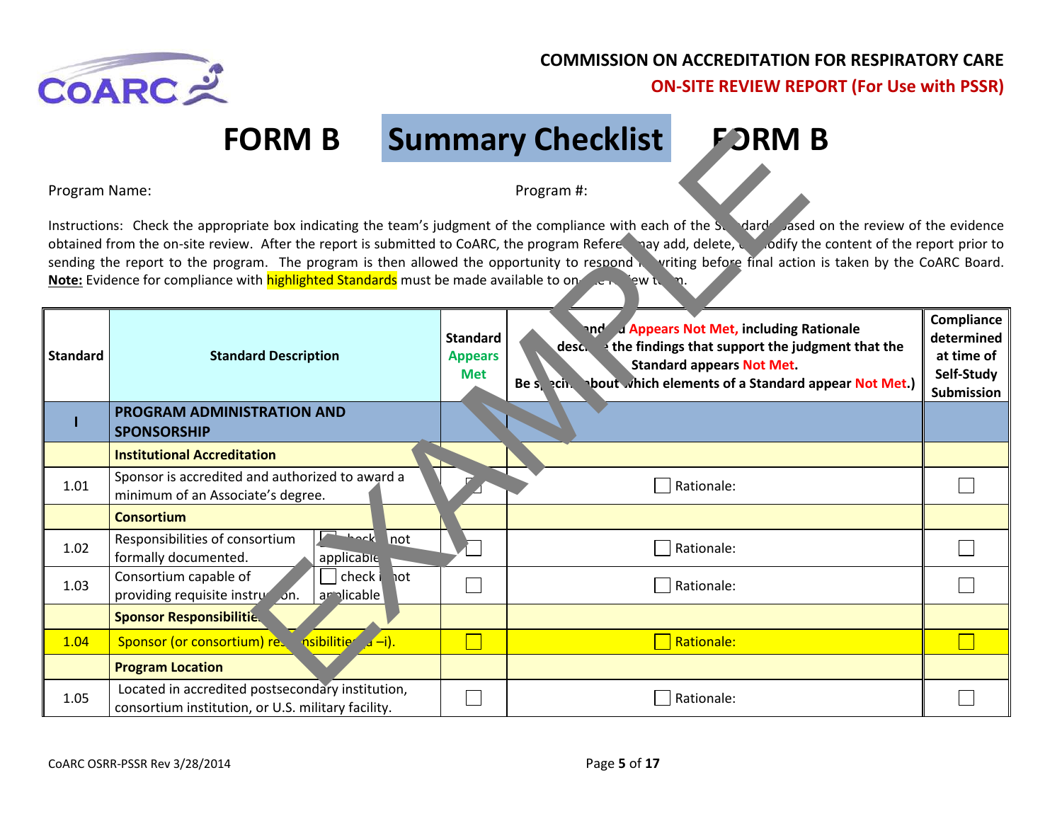COMMISSION ON ACCREDITATION FOR RESPIRATORY CARE

ON-SITE REVIEW REPORT (For Use with PSSR)

# FORM B Summary Checklist FORM B

Program Name: Program #:

Instructions: Check the appropriate box indicating the team's judgment of the compliance with each of the Standards based on the review of the evidence obtained from the on-site review. After the report is submitted to CoARC, the program Referee may add, delete, or modify the content of the report prior to sending the report to the program. The program is then allowed the opportunity to respond in writing before final action is taken by the CoARC Board. **Note:** Evidence for compliance with highlighted Standards must be made available to on-site review team.

| Standard | Standard Description | | Standard Appears Met | Standard Appears Not Met, including Rationale (describe the findings that support the judgment that the Standard appears Not Met. Be specific about which elements of a Standard appear Not Met.) | Compliance determined at time of Self-Study Submission |
|---|---|---|---|---|---|
| I | **PROGRAM ADMINISTRATION AND SPONSORSHIP** | | | | |
| | **Institutional Accreditation** | | | | |
| 1.01 | Sponsor is accredited and authorized to award a minimum of an Associate's degree. | | ☐ | ☐ Rationale: | ☐ |
| | **Consortium** | | | | |
| 1.02 | Responsibilities of consortium formally documented. | ☐ check if not applicable | ☐ | ☐ Rationale: | ☐ |
| 1.03 | Consortium capable of providing requisite instruction. | ☐ check if not applicable | ☐ | ☐ Rationale: | ☐ |
| | **Sponsor Responsibilities** | | | | |
| 1.04 | Sponsor (or consortium) responsibilities (a –i). | | ☐ | ☐ Rationale: | ☐ |
| | **Program Location** | | | | |
| 1.05 | Located in accredited postsecondary institution, consortium institution, or U.S. military facility. | | ☐ | ☐ Rationale: | ☐ |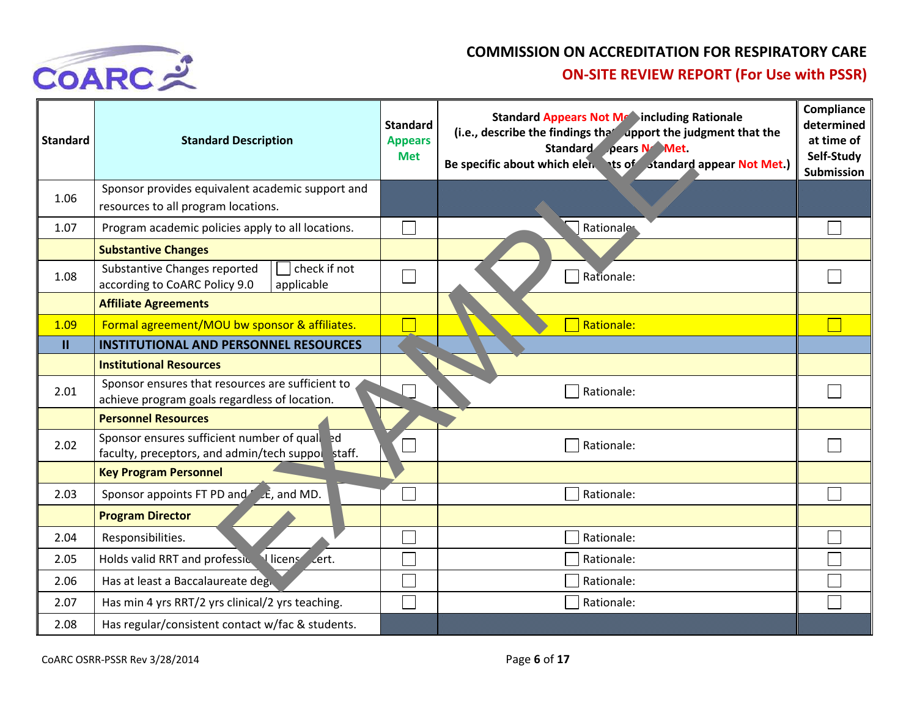# COMMISSION ON ACCREDITATION FOR RESPIRATORY CARE

## ON-SITE REVIEW REPORT (For Use with PSSR)

| Standard | Standard Description | Standard Appears Met | Standard Appears Not Met including Rationale (i.e., describe the findings that support the judgment that the Standard Appears Not Met. Be specific about which elements of Standard appear Not Met.) | Compliance determined at time of Self-Study Submission |
|---|---|---|---|---|
| 1.06 | Sponsor provides equivalent academic support and resources to all program locations. | | | |
| 1.07 | Program academic policies apply to all locations. | ☐ | ☐ Rationale: | ☐ |
| | **Substantive Changes** | | | |
| 1.08 | Substantive Changes reported according to CoARC Policy 9.0 ☐ check if not applicable | ☐ | ☐ Rationale: | ☐ |
| | **Affiliate Agreements** | | | |
| 1.09 | Formal agreement/MOU bw sponsor & affiliates. | ☐ | ☐ Rationale: | ☐ |
| **II** | **INSTITUTIONAL AND PERSONNEL RESOURCES** | | | |
| | **Institutional Resources** | | | |
| 2.01 | Sponsor ensures that resources are sufficient to achieve program goals regardless of location. | ☐ | ☐ Rationale: | ☐ |
| | **Personnel Resources** | | | |
| 2.02 | Sponsor ensures sufficient number of qualified faculty, preceptors, and admin/tech support staff. | ☐ | ☐ Rationale: | ☐ |
| | **Key Program Personnel** | | | |
| 2.03 | Sponsor appoints FT PD and DCE, and MD. | ☐ | ☐ Rationale: | ☐ |
| | **Program Director** | | | |
| 2.04 | Responsibilities. | ☐ | ☐ Rationale: | ☐ |
| 2.05 | Holds valid RRT and professional license/cert. | ☐ | ☐ Rationale: | ☐ |
| 2.06 | Has at least a Baccalaureate degree | ☐ | ☐ Rationale: | ☐ |
| 2.07 | Has min 4 yrs RRT/2 yrs clinical/2 yrs teaching. | ☐ | ☐ Rationale: | ☐ |
| 2.08 | Has regular/consistent contact w/fac & students. | | | |

CoARC OSRR-PSSR Rev 3/28/2014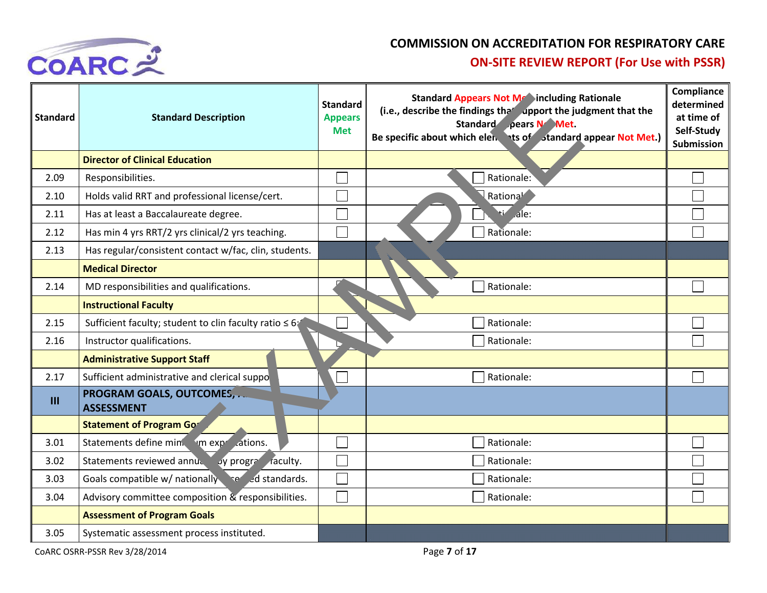# COMMISSION ON ACCREDITATION FOR RESPIRATORY CARE

## ON-SITE REVIEW REPORT (For Use with PSSR)

| Standard | Standard Description | Standard Appears Met | Standard Appears Not Met including Rationale (i.e., describe the findings that support the judgment that the Standard Appears Not Met. Be specific about which elements of Standard appear Not Met.) | Compliance determined at time of Self-Study Submission |
|---|---|---|---|---|
| | **Director of Clinical Education** | | | |
| 2.09 | Responsibilities. | ☐ | ☐ Rationale: | ☐ |
| 2.10 | Holds valid RRT and professional license/cert. | ☐ | ☐ Rationale: | ☐ |
| 2.11 | Has at least a Baccalaureate degree. | ☐ | ☐ Rationale: | ☐ |
| 2.12 | Has min 4 yrs RRT/2 yrs clinical/2 yrs teaching. | ☐ | ☐ Rationale: | ☐ |
| 2.13 | Has regular/consistent contact w/fac, clin, students. | | | |
| | **Medical Director** | | | |
| 2.14 | MD responsibilities and qualifications. | ☐ | ☐ Rationale: | ☐ |
| | **Instructional Faculty** | | | |
| 2.15 | Sufficient faculty; student to clin faculty ratio ≤ 6:1 | ☐ | ☐ Rationale: | ☐ |
| 2.16 | Instructor qualifications. | ☐ | ☐ Rationale: | ☐ |
| | **Administrative Support Staff** | | | |
| 2.17 | Sufficient administrative and clerical support. | ☐ | ☐ Rationale: | ☐ |
| **III** | **PROGRAM GOALS, OUTCOMES, AND ASSESSMENT** | | | |
| | **Statement of Program Goals** | | | |
| 3.01 | Statements define minimum expectations. | ☐ | ☐ Rationale: | ☐ |
| 3.02 | Statements reviewed annually by program faculty. | ☐ | ☐ Rationale: | ☐ |
| 3.03 | Goals compatible w/ nationally accepted standards. | ☐ | ☐ Rationale: | ☐ |
| 3.04 | Advisory committee composition & responsibilities. | ☐ | ☐ Rationale: | ☐ |
| | **Assessment of Program Goals** | | | |
| 3.05 | Systematic assessment process instituted. | | | |

CoARC OSRR-PSSR Rev 3/28/2014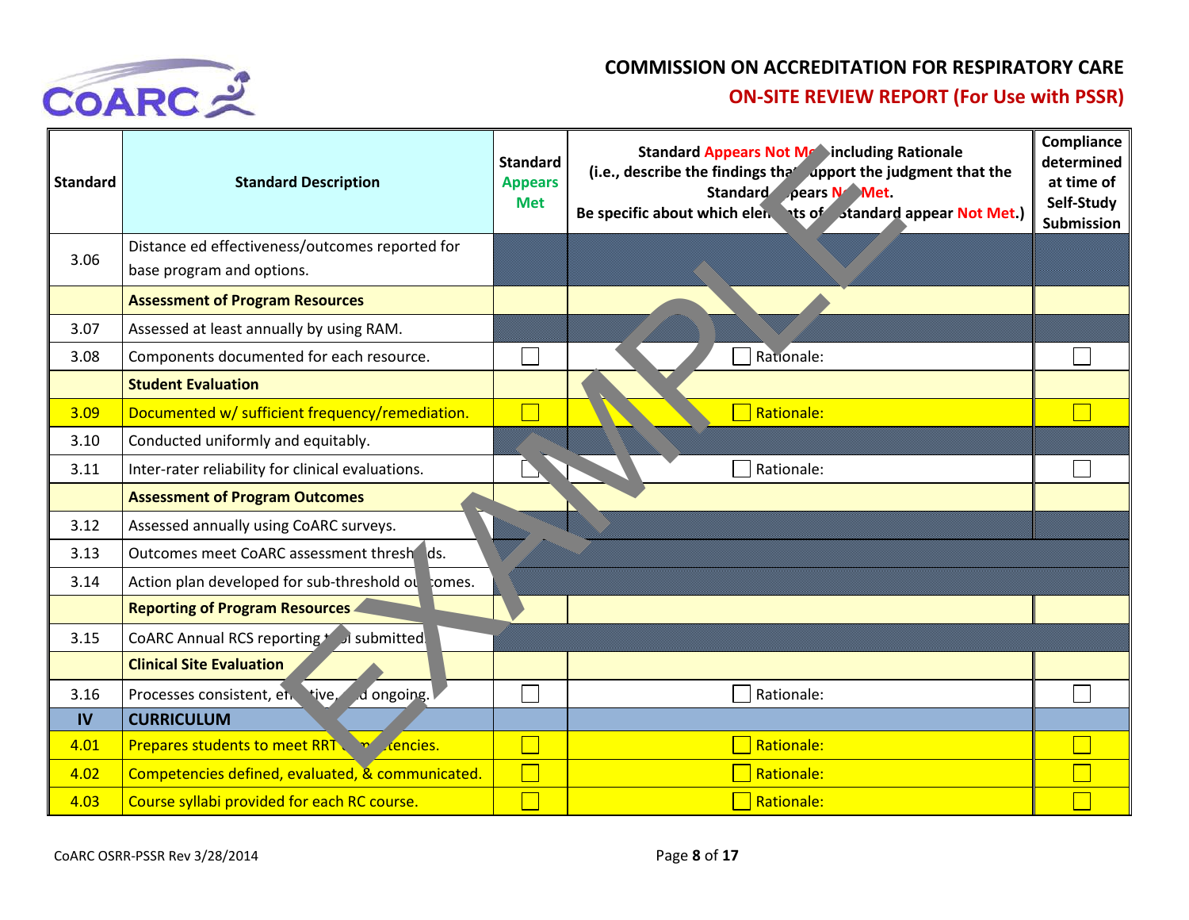**COMMISSION ON ACCREDITATION FOR RESPIRATORY CARE**

**ON-SITE REVIEW REPORT (For Use with PSSR)**

| Standard | Standard Description | Standard Appears Met | Standard Appears Not Met including Rationale (i.e., describe the findings that support the judgment that the Standard Appears Not Met. Be specific about which elements of Standard appear Not Met.) | Compliance determined at time of Self-Study Submission |
|---|---|---|---|---|
| 3.06 | Distance ed effectiveness/outcomes reported for base program and options. | | | |
| | **Assessment of Program Resources** | | | |
| 3.07 | Assessed at least annually by using RAM. | | | |
| 3.08 | Components documented for each resource. | ☐ | ☐ Rationale: | ☐ |
| | **Student Evaluation** | | | |
| 3.09 | Documented w/ sufficient frequency/remediation. | ☐ | ☐ Rationale: | ☐ |
| 3.10 | Conducted uniformly and equitably. | | | |
| 3.11 | Inter-rater reliability for clinical evaluations. | ☐ | ☐ Rationale: | ☐ |
| | **Assessment of Program Outcomes** | | | |
| 3.12 | Assessed annually using CoARC surveys. | | | |
| 3.13 | Outcomes meet CoARC assessment thresholds. | | | |
| 3.14 | Action plan developed for sub-threshold outcomes. | | | |
| | **Reporting of Program Resources** | | | |
| 3.15 | CoARC Annual RCS reporting tool submitted. | | | |
| | **Clinical Site Evaluation** | | | |
| 3.16 | Processes consistent, effective, and ongoing. | ☐ | ☐ Rationale: | ☐ |
| **IV** | **CURRICULUM** | | | |
| 4.01 | Prepares students to meet RRT competencies. | ☐ | ☐ Rationale: | ☐ |
| 4.02 | Competencies defined, evaluated, & communicated. | ☐ | ☐ Rationale: | ☐ |
| 4.03 | Course syllabi provided for each RC course. | ☐ | ☐ Rationale: | ☐ |

CoARC OSRR-PSSR Rev 3/28/2014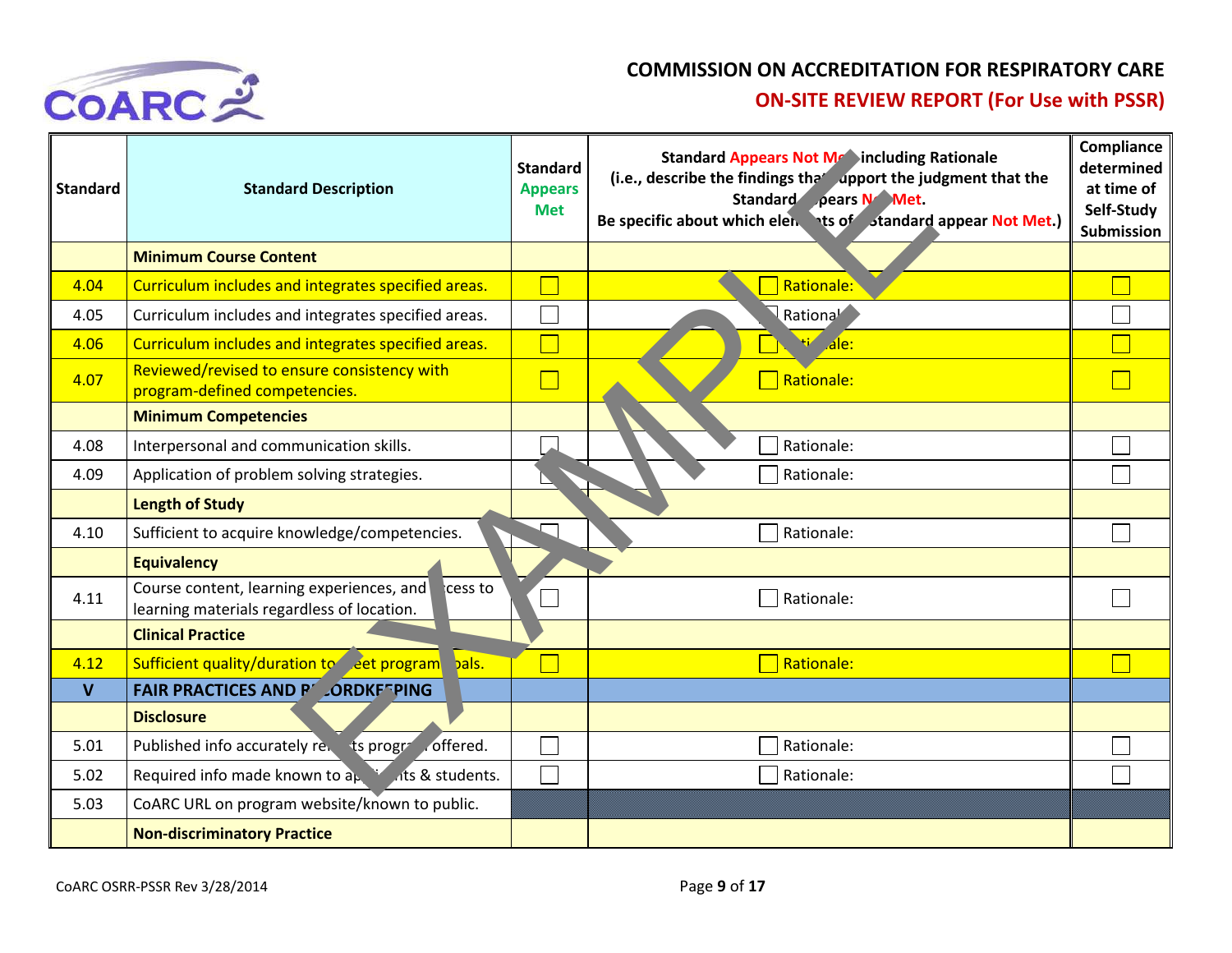# COMMISSION ON ACCREDITATION FOR RESPIRATORY CARE

## ON-SITE REVIEW REPORT (For Use with PSSR)

| Standard | Standard Description | Standard Appears Met | Standard Appears Not Met including Rationale (i.e., describe the findings that support the judgment that the Standard Appears Not Met. Be specific about which elements of Standard appear Not Met.) | Compliance determined at time of Self-Study Submission |
|---|---|---|---|---|
| | **Minimum Course Content** | | | |
| 4.04 | Curriculum includes and integrates specified areas. | ☐ | ☐ Rationale: | ☐ |
| 4.05 | Curriculum includes and integrates specified areas. | ☐ | ☐ Rationale: | ☐ |
| 4.06 | Curriculum includes and integrates specified areas. | ☐ | ☐ Rationale: | ☐ |
| 4.07 | Reviewed/revised to ensure consistency with program-defined competencies. | ☐ | ☐ Rationale: | ☐ |
| | **Minimum Competencies** | | | |
| 4.08 | Interpersonal and communication skills. | ☐ | ☐ Rationale: | ☐ |
| 4.09 | Application of problem solving strategies. | ☐ | ☐ Rationale: | ☐ |
| | **Length of Study** | | | |
| 4.10 | Sufficient to acquire knowledge/competencies. | ☐ | ☐ Rationale: | ☐ |
| | **Equivalency** | | | |
| 4.11 | Course content, learning experiences, and access to learning materials regardless of location. | ☐ | ☐ Rationale: | ☐ |
| | **Clinical Practice** | | | |
| 4.12 | Sufficient quality/duration to meet program goals. | ☐ | ☐ Rationale: | ☐ |
| **V** | **FAIR PRACTICES AND RECORDKEEPING** | | | |
| | **Disclosure** | | | |
| 5.01 | Published info accurately reflects program offered. | ☐ | ☐ Rationale: | ☐ |
| 5.02 | Required info made known to applicants & students. | ☐ | ☐ Rationale: | ☐ |
| 5.03 | CoARC URL on program website/known to public. | | | |
| | **Non-discriminatory Practice** | | | |

CoARC OSRR-PSSR Rev 3/28/2014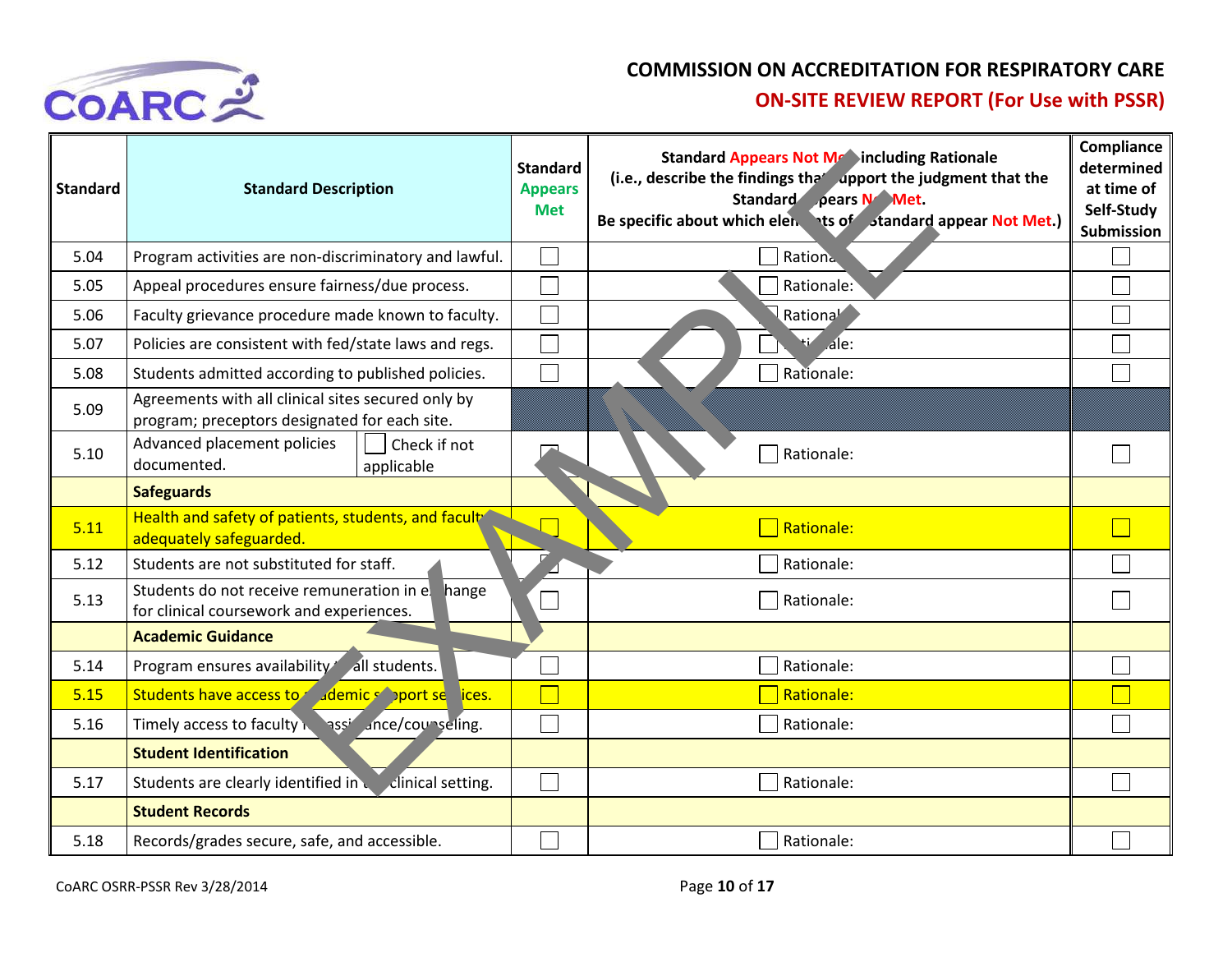# COMMISSION ON ACCREDITATION FOR RESPIRATORY CARE

## ON-SITE REVIEW REPORT (For Use with PSSR)

| Standard | Standard Description | Standard Appears Met | Standard Appears Not Met including Rationale (i.e., describe the findings that support the judgment that the Standard Appears Not Met. Be specific about which elements of Standard appear Not Met.) | Compliance determined at time of Self-Study Submission |
|---|---|---|---|---|
| 5.04 | Program activities are non-discriminatory and lawful. | ☐ | ☐ Rationale: | ☐ |
| 5.05 | Appeal procedures ensure fairness/due process. | ☐ | ☐ Rationale: | ☐ |
| 5.06 | Faculty grievance procedure made known to faculty. | ☐ | ☐ Rationale: | ☐ |
| 5.07 | Policies are consistent with fed/state laws and regs. | ☐ | ☐ Rationale: | ☐ |
| 5.08 | Students admitted according to published policies. | ☐ | ☐ Rationale: | ☐ |
| 5.09 | Agreements with all clinical sites secured only by program; preceptors designated for each site. | | | |
| 5.10 | Advanced placement policies documented. ☐ Check if not applicable | ☐ | ☐ Rationale: | ☐ |
| | **Safeguards** | | | |
| 5.11 | Health and safety of patients, students, and faculty adequately safeguarded. | ☐ | ☐ Rationale: | ☐ |
| 5.12 | Students are not substituted for staff. | ☐ | ☐ Rationale: | ☐ |
| 5.13 | Students do not receive remuneration in exchange for clinical coursework and experiences. | ☐ | ☐ Rationale: | ☐ |
| | **Academic Guidance** | | | |
| 5.14 | Program ensures availability to all students. | ☐ | ☐ Rationale: | ☐ |
| 5.15 | Students have access to academic support services. | ☐ | ☐ Rationale: | ☐ |
| 5.16 | Timely access to faculty for assistance/counseling. | ☐ | ☐ Rationale: | ☐ |
| | **Student Identification** | | | |
| 5.17 | Students are clearly identified in the clinical setting. | ☐ | ☐ Rationale: | ☐ |
| | **Student Records** | | | |
| 5.18 | Records/grades secure, safe, and accessible. | ☐ | ☐ Rationale: | ☐ |

CoARC OSRR-PSSR Rev 3/28/2014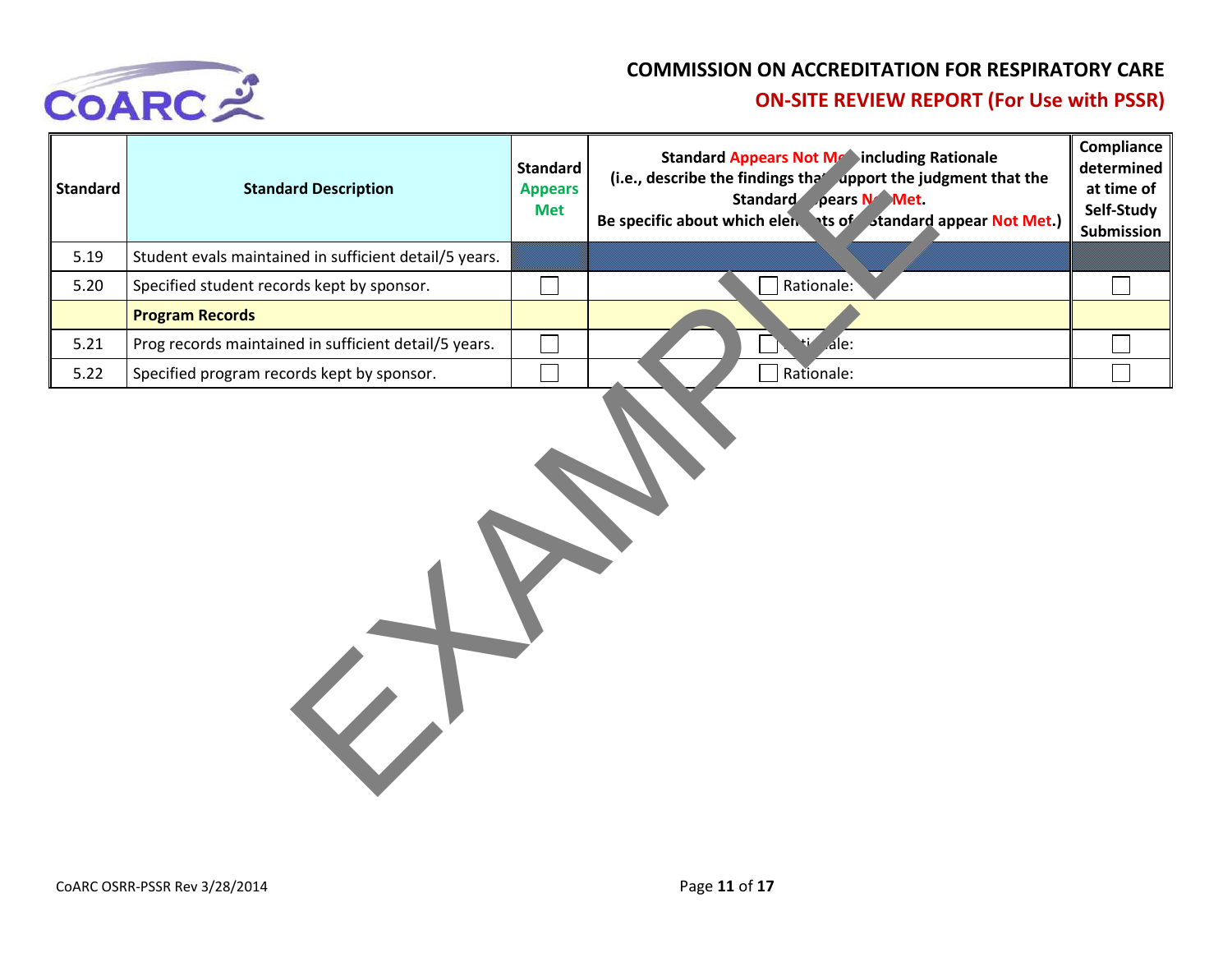## COMMISSION ON ACCREDITATION FOR RESPIRATORY CARE

### ON-SITE REVIEW REPORT (For Use with PSSR)

| Standard | Standard Description | Standard Appears Met | Standard Appears Not Met including Rationale (i.e., describe the findings that support the judgment that the Standard Appears Not Met. Be specific about which elements of Standard appear Not Met.) | Compliance determined at time of Self-Study Submission |
|---|---|---|---|---|
| 5.19 | Student evals maintained in sufficient detail/5 years. | | | |
| 5.20 | Specified student records kept by sponsor. | ☐ | ☐ Rationale: | ☐ |
| | **Program Records** | | | |
| 5.21 | Prog records maintained in sufficient detail/5 years. | ☐ | ☐ Rationale: | ☐ |
| 5.22 | Specified program records kept by sponsor. | ☐ | ☐ Rationale: | ☐ |

EXAMPLE

CoARC OSRR-PSSR Rev 3/28/2014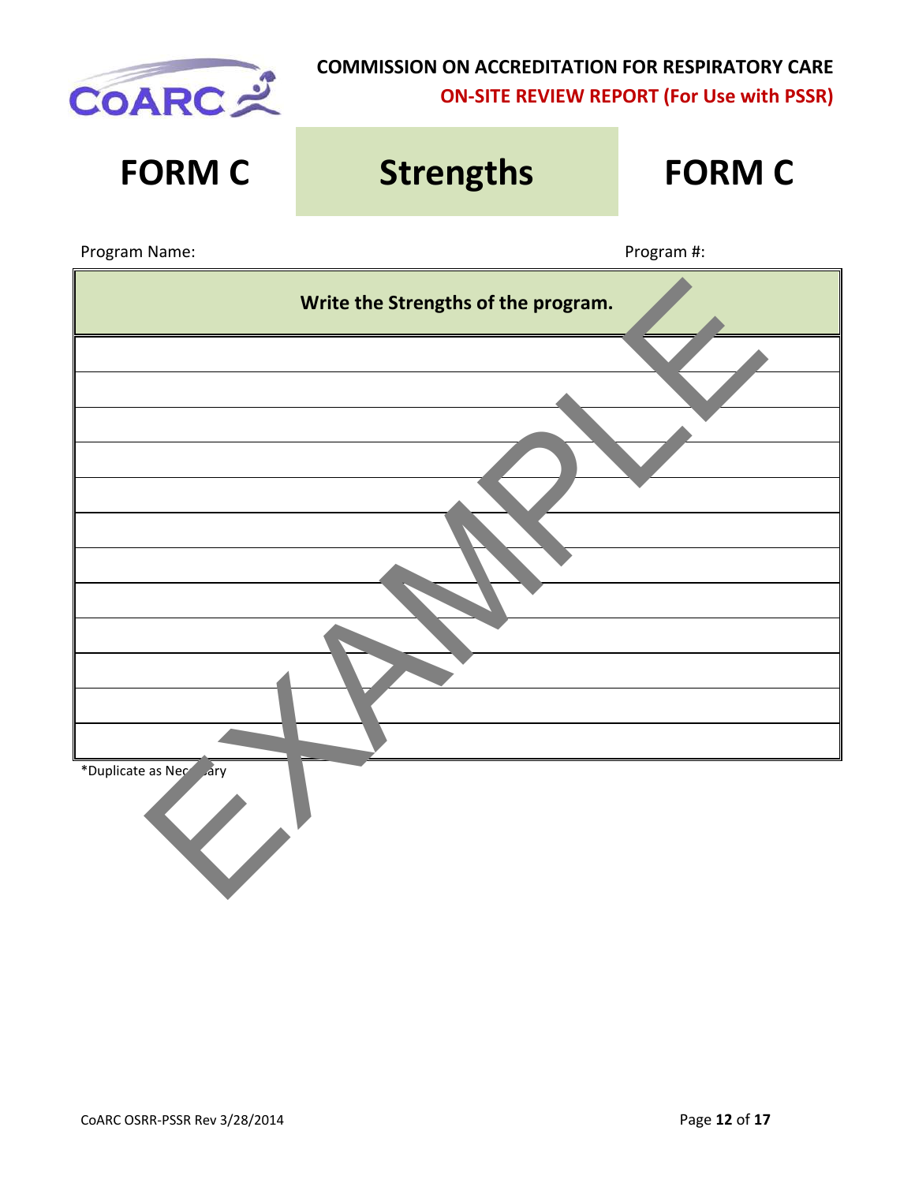**COMMISSION ON ACCREDITATION FOR RESPIRATORY CARE**

**ON-SITE REVIEW REPORT (For Use with PSSR)**

# FORM C Strengths FORM C

Program Name: Program #:

| Write the Strengths of the program. |
| --- |
| |
| |
| |
| |
| |
| |
| |
| |
| |
| |
| |
| |

*Duplicate as Necessary

EXAMPLE

CoARC OSRR-PSSR Rev 3/28/2014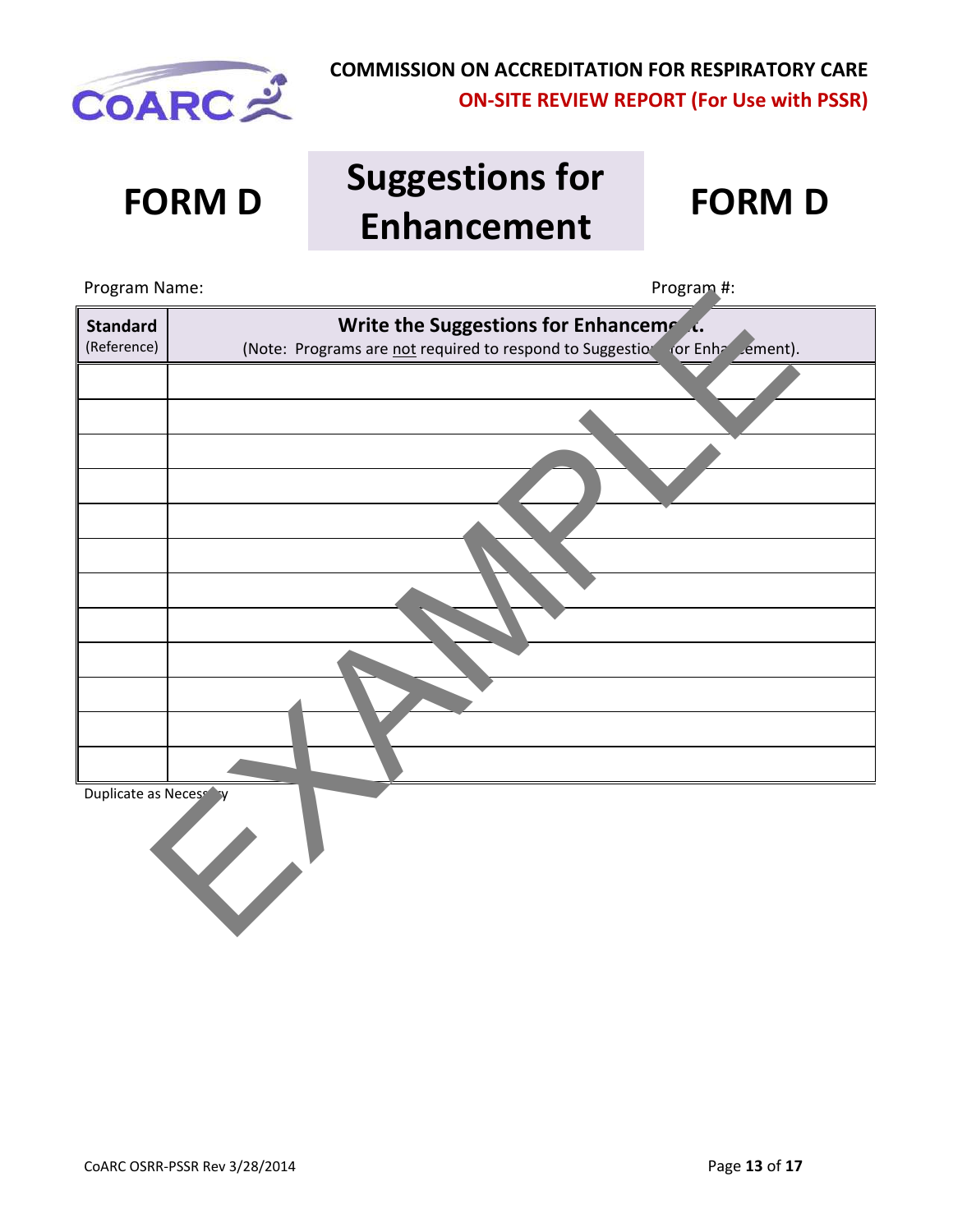**COMMISSION ON ACCREDITATION FOR RESPIRATORY CARE**
**ON-SITE REVIEW REPORT (For Use with PSSR)**

# FORM D — Suggestions for Enhancement — FORM D

Program Name: Program #:

| **Standard** (Reference) | **Write the Suggestions for Enhancement.** (Note: Programs are not required to respond to Suggestions for Enhancement). |
|---|---|
| | |
| | |
| | |
| | |
| | |
| | |
| | |
| | |
| | |
| | |
| | |
| | |

Duplicate as Necessary

EXAMPLE

CoARC OSRR-PSSR Rev 3/28/2014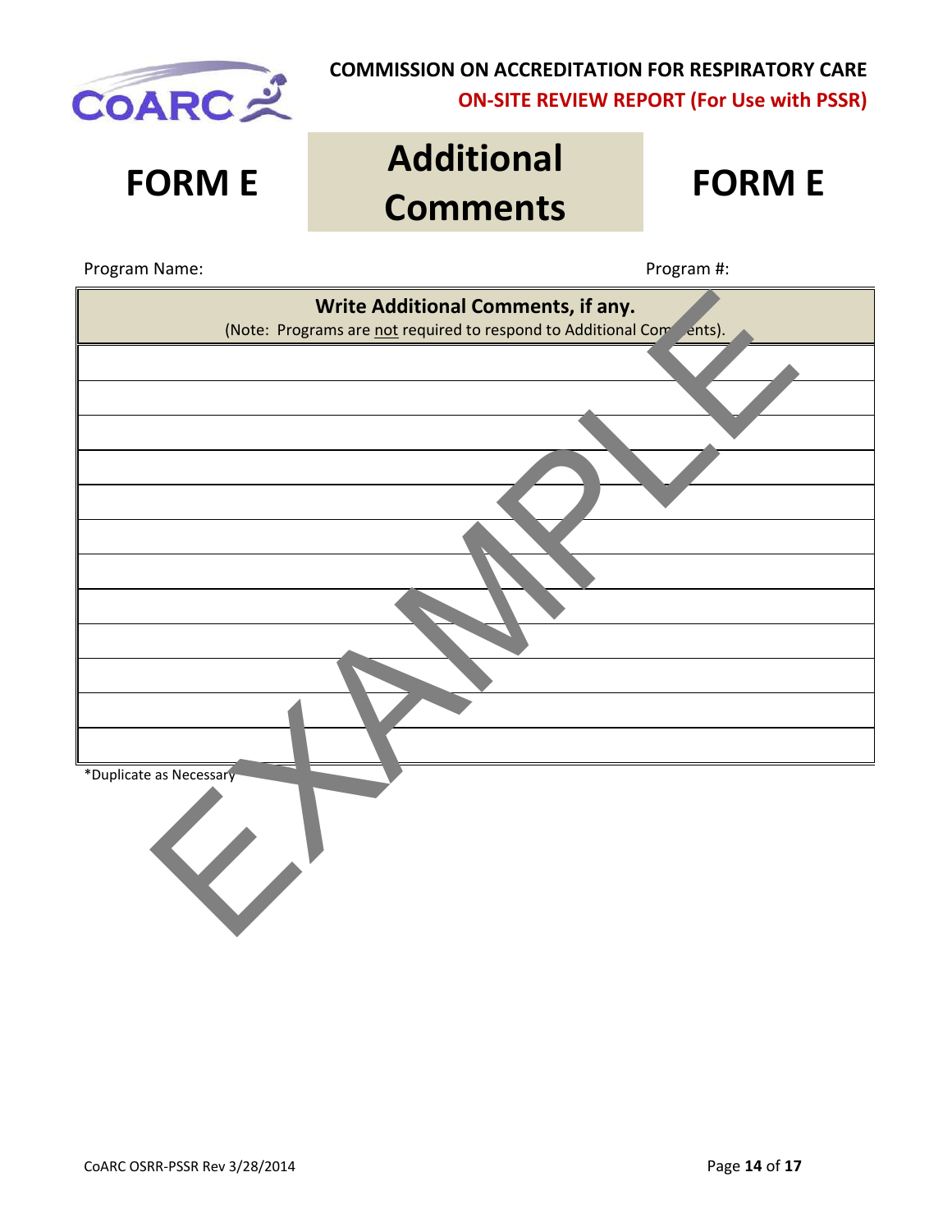COMMISSION ON ACCREDITATION FOR RESPIRATORY CARE

ON-SITE REVIEW REPORT (For Use with PSSR)

# FORM E — Additional Comments — FORM E

Program Name: Program #:

| **Write Additional Comments, if any.** (Note: Programs are not required to respond to Additional Comments). |
|---|
| |
| |
| |
| |
| |
| |
| |
| |
| |
| |
| |
| |

*Duplicate as Necessary

EXAMPLE

CoARC OSRR-PSSR Rev 3/28/2014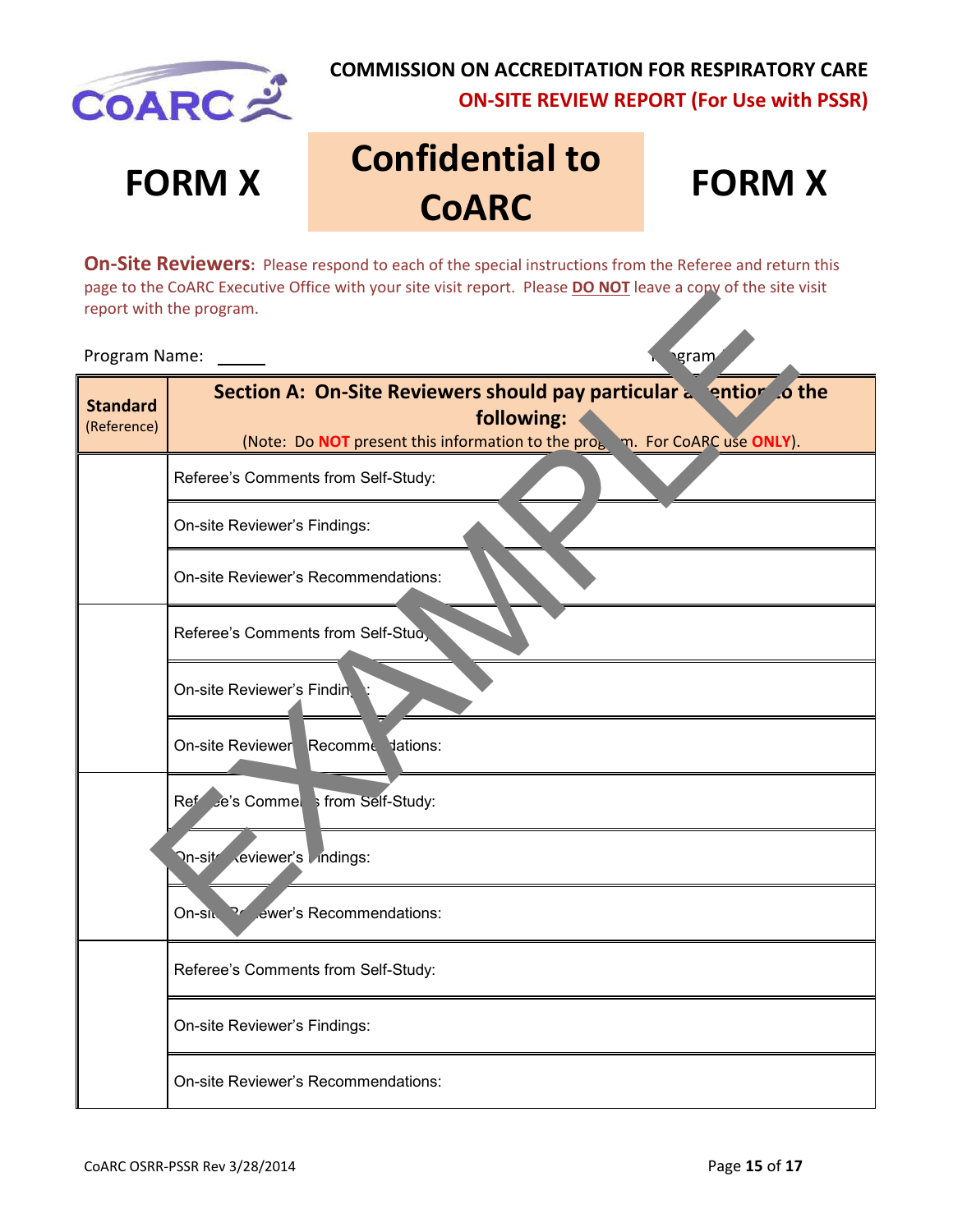**COMMISSION ON ACCREDITATION FOR RESPIRATORY CARE**

**ON-SITE REVIEW REPORT (For Use with PSSR)**

# FORM X — Confidential to CoARC — FORM X

**On-Site Reviewers:** Please respond to each of the special instructions from the Referee and return this page to the CoARC Executive Office with your site visit report. Please **DO NOT** leave a copy of the site visit report with the program.

Program Name: ______ Program #

| **Standard** (Reference) | **Section A: On-Site Reviewers should pay particular attention to the following:** (Note: Do **NOT** present this information to the program. For CoARC use **ONLY**). |
|---|---|
| | Referee's Comments from Self-Study: |
| | On-site Reviewer's Findings: |
| | On-site Reviewer's Recommendations: |
| | Referee's Comments from Self-Study: |
| | On-site Reviewer's Findings: |
| | On-site Reviewer's Recommendations: |
| | Referee's Comments from Self-Study: |
| | On-site Reviewer's Findings: |
| | On-site Reviewer's Recommendations: |
| | Referee's Comments from Self-Study: |
| | On-site Reviewer's Findings: |
| | On-site Reviewer's Recommendations: |

CoARC OSRR-PSSR Rev 3/28/2014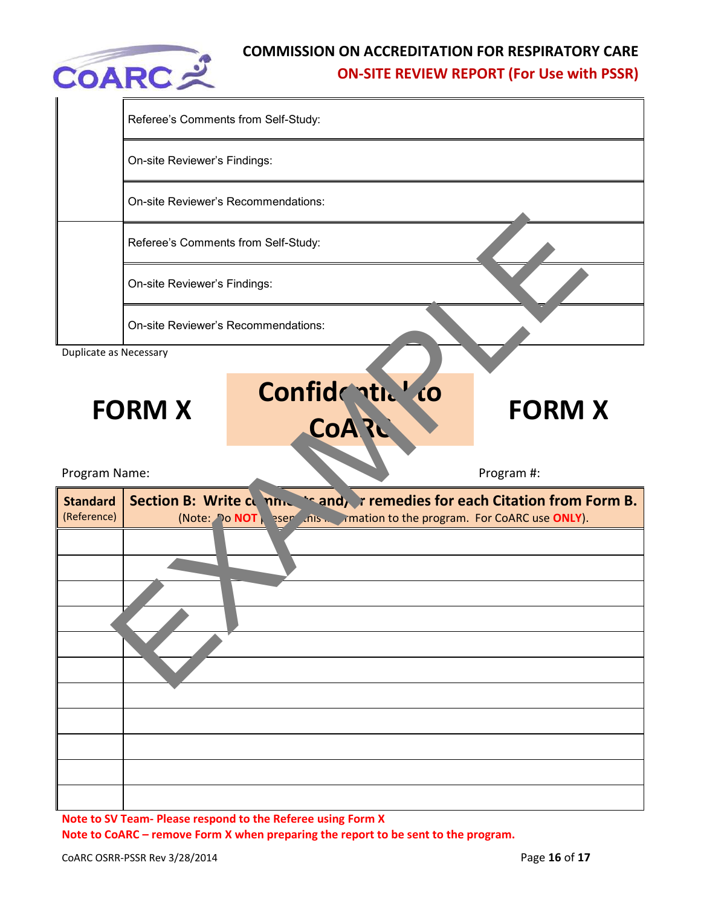| | |
|---|---|
| | Referee's Comments from Self-Study: |
| | On-site Reviewer's Findings: |
| | On-site Reviewer's Recommendations: |
| | Referee's Comments from Self-Study: |
| | On-site Reviewer's Findings: |
| | On-site Reviewer's Recommendations: |

Duplicate as Necessary

**FORM X** **Confidential to CoARC** **FORM X**

Program Name: Program #:

| **Standard** (Reference) | **Section B: Write comments and/or remedies for each Citation from Form B.** (Note: Do **NOT** present this information to the program. For CoARC use **ONLY**). |
|---|---|
| | |
| | |
| | |
| | |
| | |
| | |
| | |
| | |
| | |
| | |
| | |

**Note to SV Team- Please respond to the Referee using Form X**

**Note to CoARC – remove Form X when preparing the report to be sent to the program.**

EXAMPLE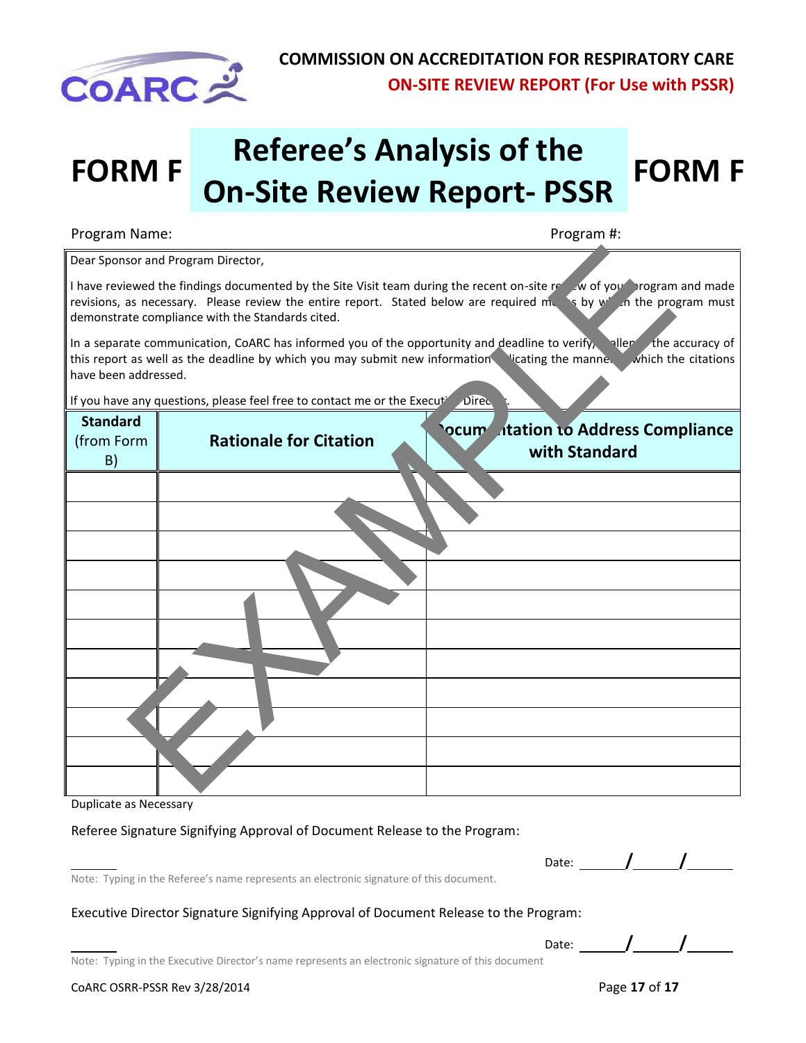COMMISSION ON ACCREDITATION FOR RESPIRATORY CARE

ON-SITE REVIEW REPORT (For Use with PSSR)

# FORM F Referee's Analysis of the On-Site Review Report- PSSR FORM F

Program Name: Program #:

Dear Sponsor and Program Director,

I have reviewed the findings documented by the Site Visit team during the recent on-site review of your program and made revisions, as necessary. Please review the entire report. Stated below are required means by which the program must demonstrate compliance with the Standards cited.

In a separate communication, CoARC has informed you of the opportunity and deadline to verify/challenge the accuracy of this report as well as the deadline by which you may submit new information indicating the manner in which the citations have been addressed.

If you have any questions, please feel free to contact me or the Executive Director.

| Standard (from Form B) | Rationale for Citation | Documentation to Address Compliance with Standard |
|---|---|---|
| | | |
| | | |
| | | |
| | | |
| | | |
| | | |
| | | |
| | | |
| | | |
| | | |
| | | |

Duplicate as Necessary

Referee Signature Signifying Approval of Document Release to the Program:

______ Date: ____/____/____

Note: Typing in the Referee's name represents an electronic signature of this document.

Executive Director Signature Signifying Approval of Document Release to the Program:

______ Date: ____/____/____

Note: Typing in the Executive Director's name represents an electronic signature of this document

CoARC OSRR-PSSR Rev 3/28/2014